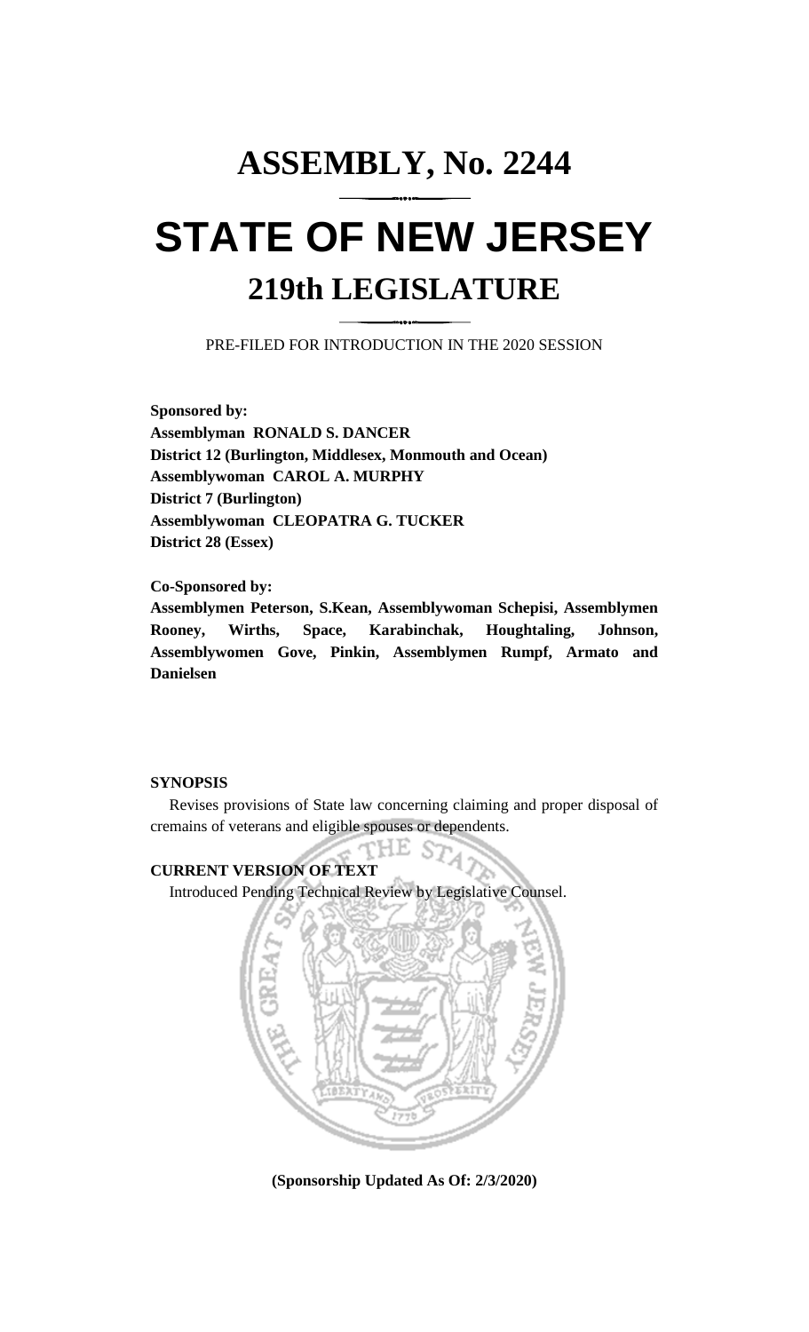# ASSEMBLY, No. 2244

# STATE OF NEW JERSEY

## 219th LEGISLATURE

PRE-FILED FOR INTRODUCTION IN THE 2020 SESSION

**Sponsored by:**
**Assemblyman RONALD S. DANCER**
**District 12 (Burlington, Middlesex, Monmouth and Ocean)**
**Assemblywoman CAROL A. MURPHY**
**District 7 (Burlington)**
**Assemblywoman CLEOPATRA G. TUCKER**
**District 28 (Essex)**

**Co-Sponsored by:**
**Assemblymen Peterson, S.Kean, Assemblywoman Schepisi, Assemblymen Rooney, Wirths, Space, Karabinchak, Houghtaling, Johnson, Assemblywomen Gove, Pinkin, Assemblymen Rumpf, Armato and Danielsen**

**SYNOPSIS**

Revises provisions of State law concerning claiming and proper disposal of cremains of veterans and eligible spouses or dependents.

**CURRENT VERSION OF TEXT**

Introduced Pending Technical Review by Legislative Counsel.

**(Sponsorship Updated As Of: 2/3/2020)**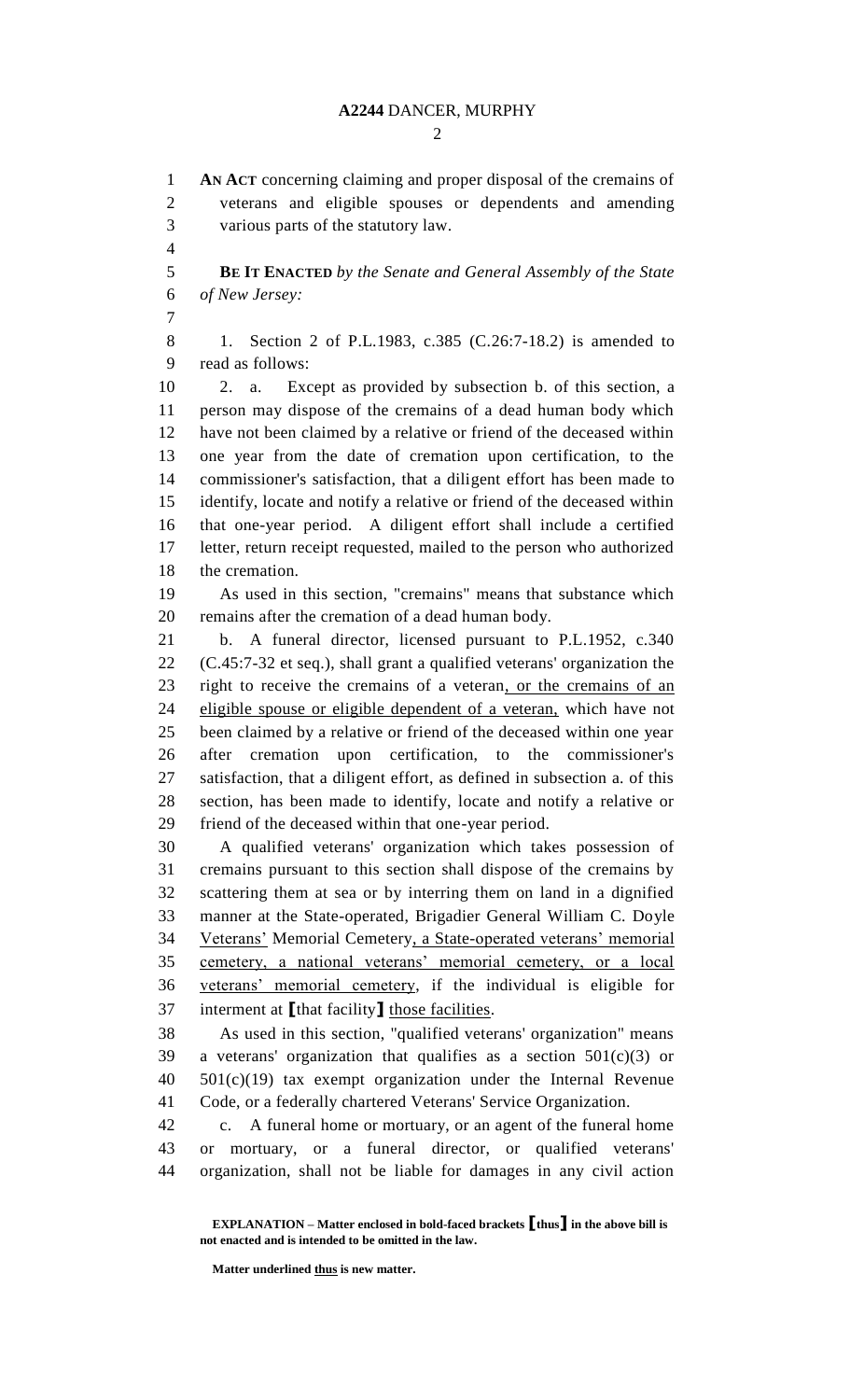**AN ACT** concerning claiming and proper disposal of the cremains of veterans and eligible spouses or dependents and amending various parts of the statutory law.

**BE IT ENACTED** *by the Senate and General Assembly of the State of New Jersey:*

1. Section 2 of P.L.1983, c.385 (C.26:7-18.2) is amended to read as follows:

2. a. Except as provided by subsection b. of this section, a person may dispose of the cremains of a dead human body which have not been claimed by a relative or friend of the deceased within one year from the date of cremation upon certification, to the commissioner's satisfaction, that a diligent effort has been made to identify, locate and notify a relative or friend of the deceased within that one-year period. A diligent effort shall include a certified letter, return receipt requested, mailed to the person who authorized the cremation.

As used in this section, "cremains" means that substance which remains after the cremation of a dead human body.

b. A funeral director, licensed pursuant to P.L.1952, c.340 (C.45:7-32 et seq.), shall grant a qualified veterans' organization the right to receive the cremains of a veteran, or the cremains of an eligible spouse or eligible dependent of a veteran, which have not been claimed by a relative or friend of the deceased within one year after cremation upon certification, to the commissioner's satisfaction, that a diligent effort, as defined in subsection a. of this section, has been made to identify, locate and notify a relative or friend of the deceased within that one-year period.

A qualified veterans' organization which takes possession of cremains pursuant to this section shall dispose of the cremains by scattering them at sea or by interring them on land in a dignified manner at the State-operated, Brigadier General William C. Doyle Veterans' Memorial Cemetery, a State-operated veterans' memorial cemetery, a national veterans' memorial cemetery, or a local veterans' memorial cemetery, if the individual is eligible for interment at **[**that facility**]** those facilities.

As used in this section, "qualified veterans' organization" means a veterans' organization that qualifies as a section 501(c)(3) or 501(c)(19) tax exempt organization under the Internal Revenue Code, or a federally chartered Veterans' Service Organization.

c. A funeral home or mortuary, or an agent of the funeral home or mortuary, or a funeral director, or qualified veterans' organization, shall not be liable for damages in any civil action

**EXPLANATION – Matter enclosed in bold-faced brackets [thus] in the above bill is not enacted and is intended to be omitted in the law.**

**Matter underlined thus is new matter.**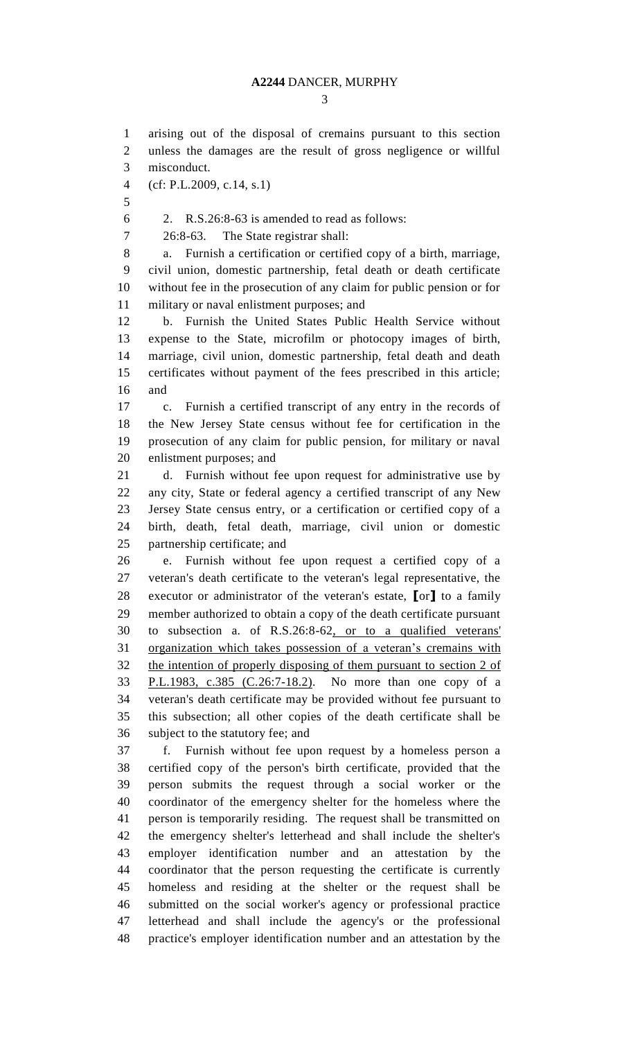arising out of the disposal of cremains pursuant to this section unless the damages are the result of gross negligence or willful misconduct.

(cf: P.L.2009, c.14, s.1)

2. R.S.26:8-63 is amended to read as follows:

26:8-63. The State registrar shall:

a. Furnish a certification or certified copy of a birth, marriage, civil union, domestic partnership, fetal death or death certificate without fee in the prosecution of any claim for public pension or for military or naval enlistment purposes; and

b. Furnish the United States Public Health Service without expense to the State, microfilm or photocopy images of birth, marriage, civil union, domestic partnership, fetal death and death certificates without payment of the fees prescribed in this article; and

c. Furnish a certified transcript of any entry in the records of the New Jersey State census without fee for certification in the prosecution of any claim for public pension, for military or naval enlistment purposes; and

d. Furnish without fee upon request for administrative use by any city, State or federal agency a certified transcript of any New Jersey State census entry, or a certification or certified copy of a birth, death, fetal death, marriage, civil union or domestic partnership certificate; and

e. Furnish without fee upon request a certified copy of a veteran's death certificate to the veteran's legal representative, the executor or administrator of the veteran's estate, [or] to a family member authorized to obtain a copy of the death certificate pursuant to subsection a. of R.S.26:8-62<u>, or to a qualified veterans' organization which takes possession of a veteran's cremains with the intention of properly disposing of them pursuant to section 2 of P.L.1983, c.385 (C.26:7-18.2)</u>. No more than one copy of a veteran's death certificate may be provided without fee pursuant to this subsection; all other copies of the death certificate shall be subject to the statutory fee; and

f. Furnish without fee upon request by a homeless person a certified copy of the person's birth certificate, provided that the person submits the request through a social worker or the coordinator of the emergency shelter for the homeless where the person is temporarily residing. The request shall be transmitted on the emergency shelter's letterhead and shall include the shelter's employer identification number and an attestation by the coordinator that the person requesting the certificate is currently homeless and residing at the shelter or the request shall be submitted on the social worker's agency or professional practice letterhead and shall include the agency's or the professional practice's employer identification number and an attestation by the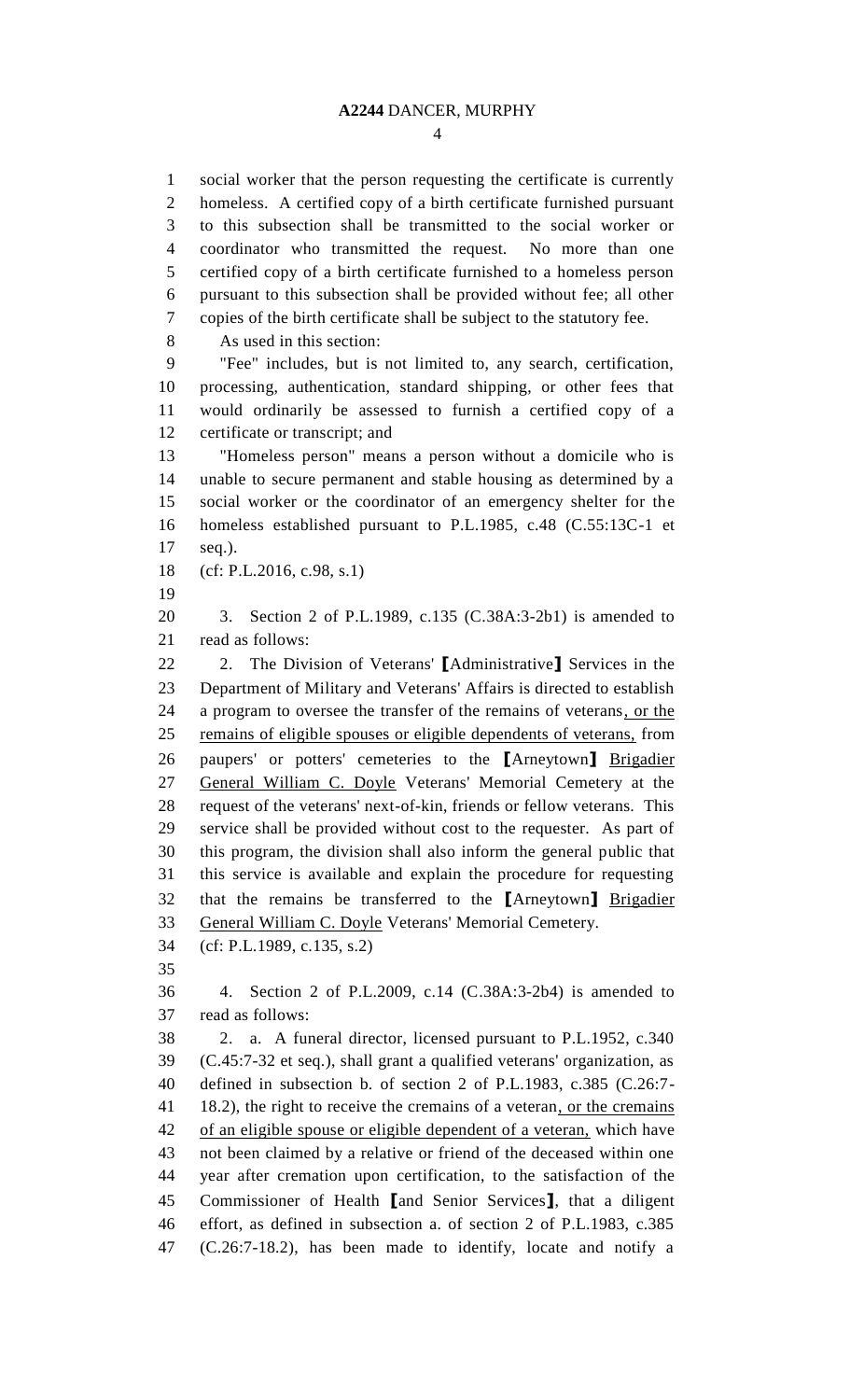social worker that the person requesting the certificate is currently homeless. A certified copy of a birth certificate furnished pursuant to this subsection shall be transmitted to the social worker or coordinator who transmitted the request. No more than one certified copy of a birth certificate furnished to a homeless person pursuant to this subsection shall be provided without fee; all other copies of the birth certificate shall be subject to the statutory fee.

As used in this section:

"Fee" includes, but is not limited to, any search, certification, processing, authentication, standard shipping, or other fees that would ordinarily be assessed to furnish a certified copy of a certificate or transcript; and

"Homeless person" means a person without a domicile who is unable to secure permanent and stable housing as determined by a social worker or the coordinator of an emergency shelter for the homeless established pursuant to P.L.1985, c.48 (C.55:13C-1 et seq.).

(cf: P.L.2016, c.98, s.1)

3. Section 2 of P.L.1989, c.135 (C.38A:3-2b1) is amended to read as follows:

2. The Division of Veterans' 【Administrative】 Services in the Department of Military and Veterans' Affairs is directed to establish a program to oversee the transfer of the remains of veterans, or the remains of eligible spouses or eligible dependents of veterans, from paupers' or potters' cemeteries to the 【Arneytown】 Brigadier General William C. Doyle Veterans' Memorial Cemetery at the request of the veterans' next-of-kin, friends or fellow veterans. This service shall be provided without cost to the requester. As part of this program, the division shall also inform the general public that this service is available and explain the procedure for requesting that the remains be transferred to the 【Arneytown】 Brigadier General William C. Doyle Veterans' Memorial Cemetery.

(cf: P.L.1989, c.135, s.2)

4. Section 2 of P.L.2009, c.14 (C.38A:3-2b4) is amended to read as follows:

2. a. A funeral director, licensed pursuant to P.L.1952, c.340 (C.45:7-32 et seq.), shall grant a qualified veterans' organization, as defined in subsection b. of section 2 of P.L.1983, c.385 (C.26:7-18.2), the right to receive the cremains of a veteran, or the cremains of an eligible spouse or eligible dependent of a veteran, which have not been claimed by a relative or friend of the deceased within one year after cremation upon certification, to the satisfaction of the Commissioner of Health 【and Senior Services】, that a diligent effort, as defined in subsection a. of section 2 of P.L.1983, c.385 (C.26:7-18.2), has been made to identify, locate and notify a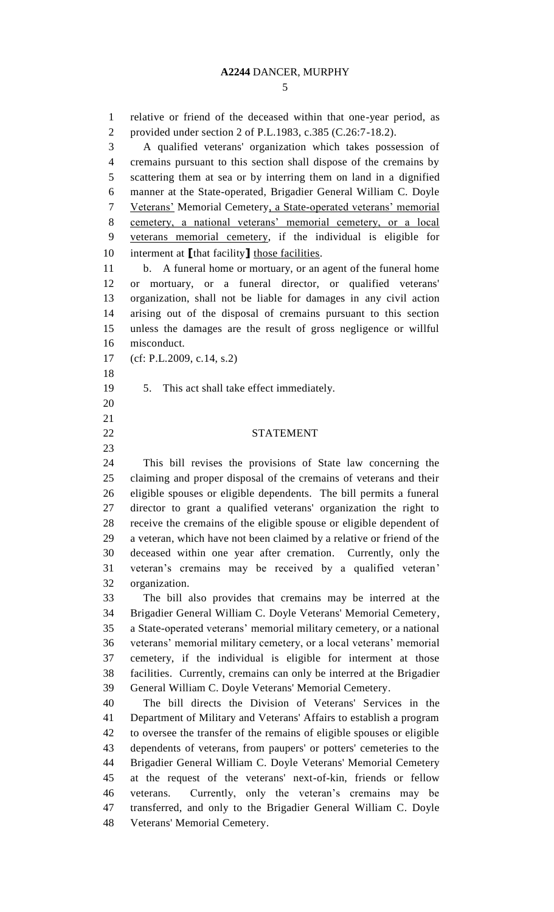relative or friend of the deceased within that one-year period, as provided under section 2 of P.L.1983, c.385 (C.26:7-18.2).

A qualified veterans' organization which takes possession of cremains pursuant to this section shall dispose of the cremains by scattering them at sea or by interring them on land in a dignified manner at the State-operated, Brigadier General William C. Doyle Veterans' Memorial Cemetery, a State-operated veterans' memorial cemetery, a national veterans' memorial cemetery, or a local veterans memorial cemetery, if the individual is eligible for interment at [that facility] those facilities.

b. A funeral home or mortuary, or an agent of the funeral home or mortuary, or a funeral director, or qualified veterans' organization, shall not be liable for damages in any civil action arising out of the disposal of cremains pursuant to this section unless the damages are the result of gross negligence or willful misconduct.

(cf: P.L.2009, c.14, s.2)

5. This act shall take effect immediately.

## STATEMENT

This bill revises the provisions of State law concerning the claiming and proper disposal of the cremains of veterans and their eligible spouses or eligible dependents. The bill permits a funeral director to grant a qualified veterans' organization the right to receive the cremains of the eligible spouse or eligible dependent of a veteran, which have not been claimed by a relative or friend of the deceased within one year after cremation. Currently, only the veteran's cremains may be received by a qualified veteran' organization.

The bill also provides that cremains may be interred at the Brigadier General William C. Doyle Veterans' Memorial Cemetery, a State-operated veterans' memorial military cemetery, or a national veterans' memorial military cemetery, or a local veterans' memorial cemetery, if the individual is eligible for interment at those facilities. Currently, cremains can only be interred at the Brigadier General William C. Doyle Veterans' Memorial Cemetery.

The bill directs the Division of Veterans' Services in the Department of Military and Veterans' Affairs to establish a program to oversee the transfer of the remains of eligible spouses or eligible dependents of veterans, from paupers' or potters' cemeteries to the Brigadier General William C. Doyle Veterans' Memorial Cemetery at the request of the veterans' next-of-kin, friends or fellow veterans. Currently, only the veteran's cremains may be transferred, and only to the Brigadier General William C. Doyle Veterans' Memorial Cemetery.